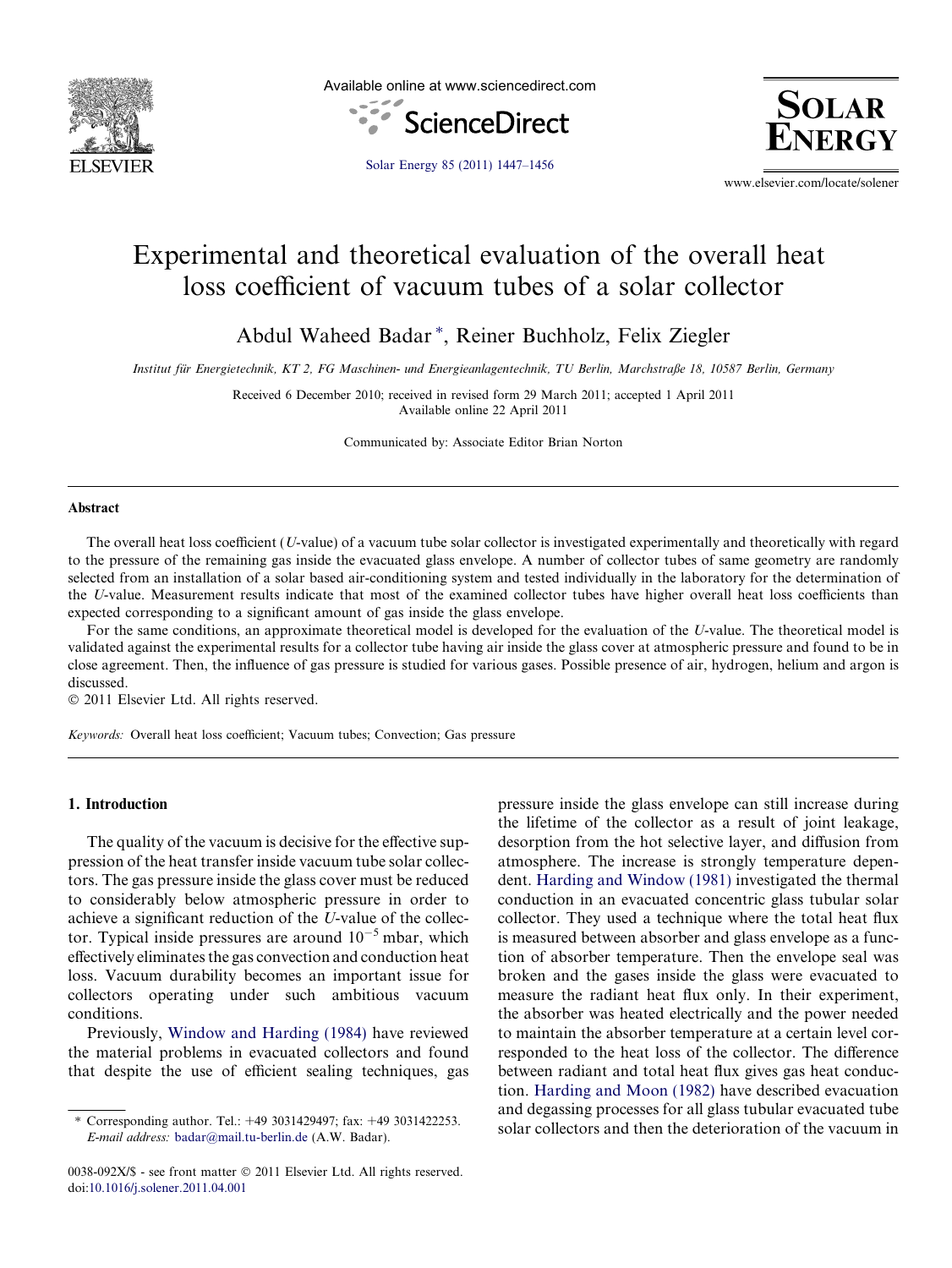# Experimental and theoretical evaluation of the overall heat loss coefficient of vacuum tubes of a solar collector

Abdul Waheed Badar *, Reiner Buchholz, Felix Ziegler

*Institut für Energietechnik, KT 2, FG Maschinen- und Energieanlagentechnik, TU Berlin, Marchstraße 18, 10587 Berlin, Germany*

Received 6 December 2010; received in revised form 29 March 2011; accepted 1 April 2011
Available online 22 April 2011

Communicated by: Associate Editor Brian Norton

## Abstract

The overall heat loss coefficient (*U*-value) of a vacuum tube solar collector is investigated experimentally and theoretically with regard to the pressure of the remaining gas inside the evacuated glass envelope. A number of collector tubes of same geometry are randomly selected from an installation of a solar based air-conditioning system and tested individually in the laboratory for the determination of the *U*-value. Measurement results indicate that most of the examined collector tubes have higher overall heat loss coefficients than expected corresponding to a significant amount of gas inside the glass envelope.

For the same conditions, an approximate theoretical model is developed for the evaluation of the *U*-value. The theoretical model is validated against the experimental results for a collector tube having air inside the glass cover at atmospheric pressure and found to be in close agreement. Then, the influence of gas pressure is studied for various gases. Possible presence of air, hydrogen, helium and argon is discussed.

© 2011 Elsevier Ltd. All rights reserved.

*Keywords:* Overall heat loss coefficient; Vacuum tubes; Convection; Gas pressure

## 1. Introduction

The quality of the vacuum is decisive for the effective suppression of the heat transfer inside vacuum tube solar collectors. The gas pressure inside the glass cover must be reduced to considerably below atmospheric pressure in order to achieve a significant reduction of the *U*-value of the collector. Typical inside pressures are around $10^{-5}$ mbar, which effectively eliminates the gas convection and conduction heat loss. Vacuum durability becomes an important issue for collectors operating under such ambitious vacuum conditions.

Previously, Window and Harding (1984) have reviewed the material problems in evacuated collectors and found that despite the use of efficient sealing techniques, gas pressure inside the glass envelope can still increase during the lifetime of the collector as a result of joint leakage, desorption from the hot selective layer, and diffusion from atmosphere. The increase is strongly temperature dependent. Harding and Window (1981) investigated the thermal conduction in an evacuated concentric glass tubular solar collector. They used a technique where the total heat flux is measured between absorber and glass envelope as a function of absorber temperature. Then the envelope seal was broken and the gases inside the glass were evacuated to measure the radiant heat flux only. In their experiment, the absorber was heated electrically and the power needed to maintain the absorber temperature at a certain level corresponded to the heat loss of the collector. The difference between radiant and total heat flux gives gas heat conduction. Harding and Moon (1982) have described evacuation and degassing processes for all glass tubular evacuated tube solar collectors and then the deterioration of the vacuum in

\* Corresponding author. Tel.: +49 3031429497; fax: +49 3031422253.
*E-mail address:* badar@mail.tu-berlin.de (A.W. Badar).

0038-092X/$ - see front matter © 2011 Elsevier Ltd. All rights reserved.
doi:10.1016/j.solener.2011.04.001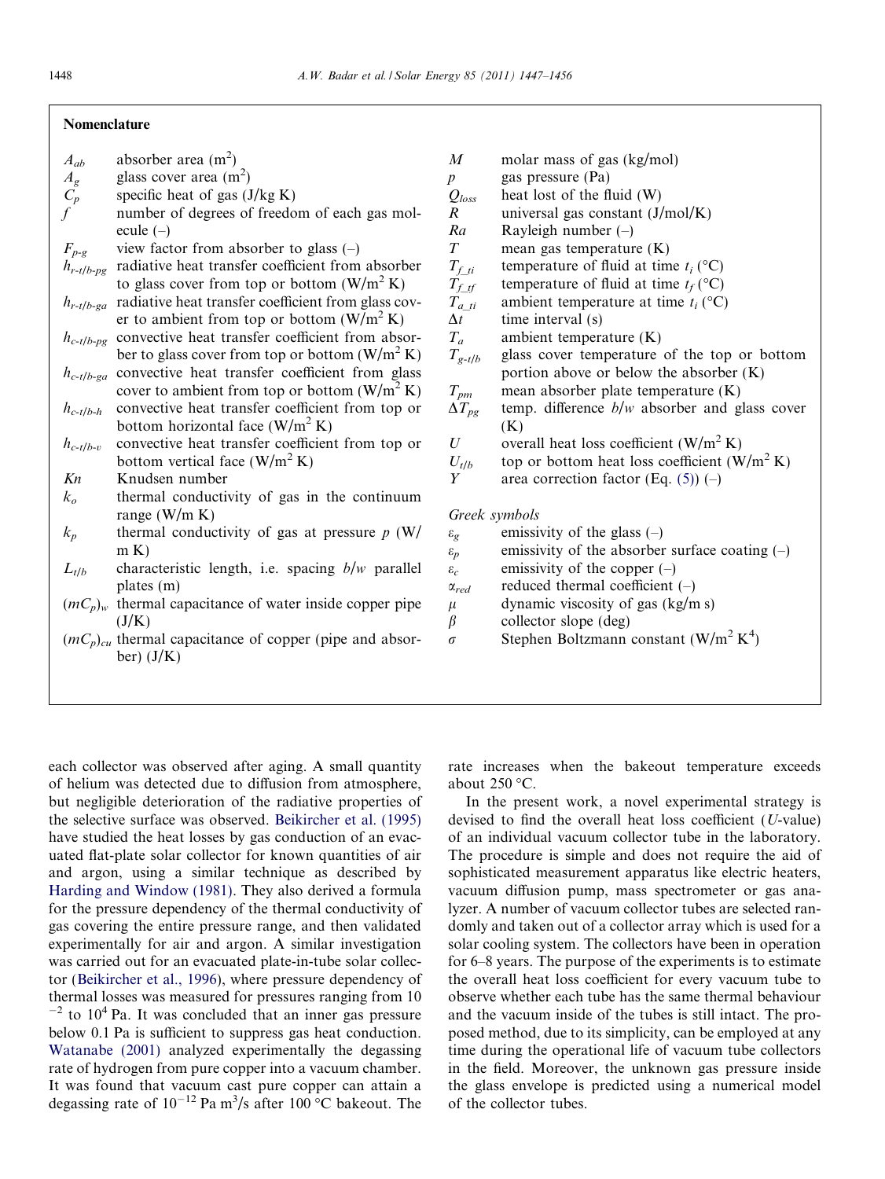## Nomenclature

| | | | |
|---|---|---|---|
| $A_{ab}$ | absorber area ($m^2$) | $M$ | molar mass of gas (kg/mol) |
| $A_g$ | glass cover area ($m^2$) | $p$ | gas pressure (Pa) |
| $C_p$ | specific heat of gas (J/kg K) | $Q_{loss}$ | heat lost of the fluid (W) |
| $f$ | number of degrees of freedom of each gas molecule (–) | $R$ | universal gas constant (J/mol/K) |
| $F_{p\text{-}g}$ | view factor from absorber to glass (–) | $Ra$ | Rayleigh number (–) |
| $h_{r\text{-}t/b\text{-}pg}$ | radiative heat transfer coefficient from absorber to glass cover from top or bottom ($W/m^2$ K) | $T$ | mean gas temperature (K) |
| $h_{r\text{-}t/b\text{-}ga}$ | radiative heat transfer coefficient from glass cover to ambient from top or bottom ($W/m^2$ K) | $T_{f\_ti}$ | temperature of fluid at time $t_i$ (°C) |
| $h_{c\text{-}t/b\text{-}pg}$ | convective heat transfer coefficient from absorber to glass cover from top or bottom ($W/m^2$ K) | $T_{f\_tf}$ | temperature of fluid at time $t_f$ (°C) |
| $h_{c\text{-}t/b\text{-}ga}$ | convective heat transfer coefficient from glass cover to ambient from top or bottom ($W/m^2$ K) | $T_{a\_ti}$ | ambient temperature at time $t_i$ (°C) |
| $h_{c\text{-}t/b\text{-}h}$ | convective heat transfer coefficient from top or bottom horizontal face ($W/m^2$ K) | $\Delta t$ | time interval (s) |
| $h_{c\text{-}t/b\text{-}v}$ | convective heat transfer coefficient from top or bottom vertical face ($W/m^2$ K) | $T_a$ | ambient temperature (K) |
| $Kn$ | Knudsen number | $T_{g\text{-}t/b}$ | glass cover temperature of the top or bottom portion above or below the absorber (K) |
| $k_o$ | thermal conductivity of gas in the continuum range (W/m K) | $T_{pm}$ | mean absorber plate temperature (K) |
| $k_p$ | thermal conductivity of gas at pressure $p$ (W/m K) | $\Delta T_{pg}$ | temp. difference b/w absorber and glass cover (K) |
| $L_{t/b}$ | characteristic length, i.e. spacing b/w parallel plates (m) | $U$ | overall heat loss coefficient ($W/m^2$ K) |
| $(mC_p)_w$ | thermal capacitance of water inside copper pipe (J/K) | $U_{t/b}$ | top or bottom heat loss coefficient ($W/m^2$ K) |
| $(mC_p)_{cu}$ | thermal capacitance of copper (pipe and absorber) (J/K) | $Y$ | area correction factor (Eq. (5)) (–) |

*Greek symbols*

| | |
|---|---|
| $\varepsilon_g$ | emissivity of the glass (–) |
| $\varepsilon_p$ | emissivity of the absorber surface coating (–) |
| $\varepsilon_c$ | emissivity of the copper (–) |
| $\alpha_{red}$ | reduced thermal coefficient (–) |
| $\mu$ | dynamic viscosity of gas (kg/m s) |
| $\beta$ | collector slope (deg) |
| $\sigma$ | Stephen Boltzmann constant ($W/m^2$ $K^4$) |

each collector was observed after aging. A small quantity of helium was detected due to diffusion from atmosphere, but negligible deterioration of the radiative properties of the selective surface was observed. Beikircher et al. (1995) have studied the heat losses by gas conduction of an evacuated flat-plate solar collector for known quantities of air and argon, using a similar technique as described by Harding and Window (1981). They also derived a formula for the pressure dependency of the thermal conductivity of gas covering the entire pressure range, and then validated experimentally for air and argon. A similar investigation was carried out for an evacuated plate-in-tube solar collector (Beikircher et al., 1996), where pressure dependency of thermal losses was measured for pressures ranging from $10^{-2}$ to $10^4$ Pa. It was concluded that an inner gas pressure below 0.1 Pa is sufficient to suppress gas heat conduction. Watanabe (2001) analyzed experimentally the degassing rate of hydrogen from pure copper into a vacuum chamber. It was found that vacuum cast pure copper can attain a degassing rate of $10^{-12}$ Pa $m^3$/s after 100 °C bakeout. The rate increases when the bakeout temperature exceeds about 250 °C.

In the present work, a novel experimental strategy is devised to find the overall heat loss coefficient ($U$-value) of an individual vacuum collector tube in the laboratory. The procedure is simple and does not require the aid of sophisticated measurement apparatus like electric heaters, vacuum diffusion pump, mass spectrometer or gas analyzer. A number of vacuum collector tubes are selected randomly and taken out of a collector array which is used for a solar cooling system. The collectors have been in operation for 6–8 years. The purpose of the experiments is to estimate the overall heat loss coefficient for every vacuum tube to observe whether each tube has the same thermal behaviour and the vacuum inside of the tubes is still intact. The proposed method, due to its simplicity, can be employed at any time during the operational life of vacuum tube collectors in the field. Moreover, the unknown gas pressure inside the glass envelope is predicted using a numerical model of the collector tubes.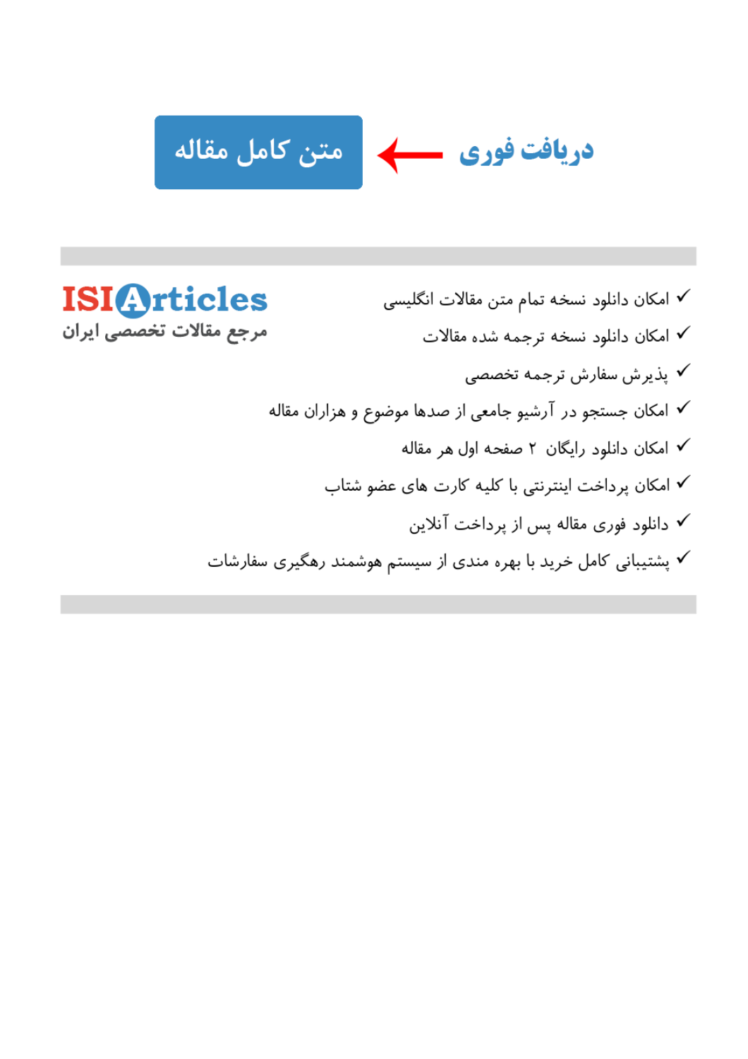دریافت فوری ← متن کامل مقاله

**ISIArticles**
مرجع مقالات تخصصی ایران

- ✓ امکان دانلود نسخه تمام متن مقالات انگلیسی
- ✓ امکان دانلود نسخه ترجمه شده مقالات
- ✓ پذیرش سفارش ترجمه تخصصی
- ✓ امکان جستجو در آرشیو جامعی از صدها موضوع و هزاران مقاله
- ✓ امکان دانلود رایگان ۲ صفحه اول هر مقاله
- ✓ امکان پرداخت اینترنتی با کلیه کارت های عضو شتاب
- ✓ دانلود فوری مقاله پس از پرداخت آنلاین
- ✓ پشتیبانی کامل خرید با بهره مندی از سیستم هوشمند رهگیری سفارشات